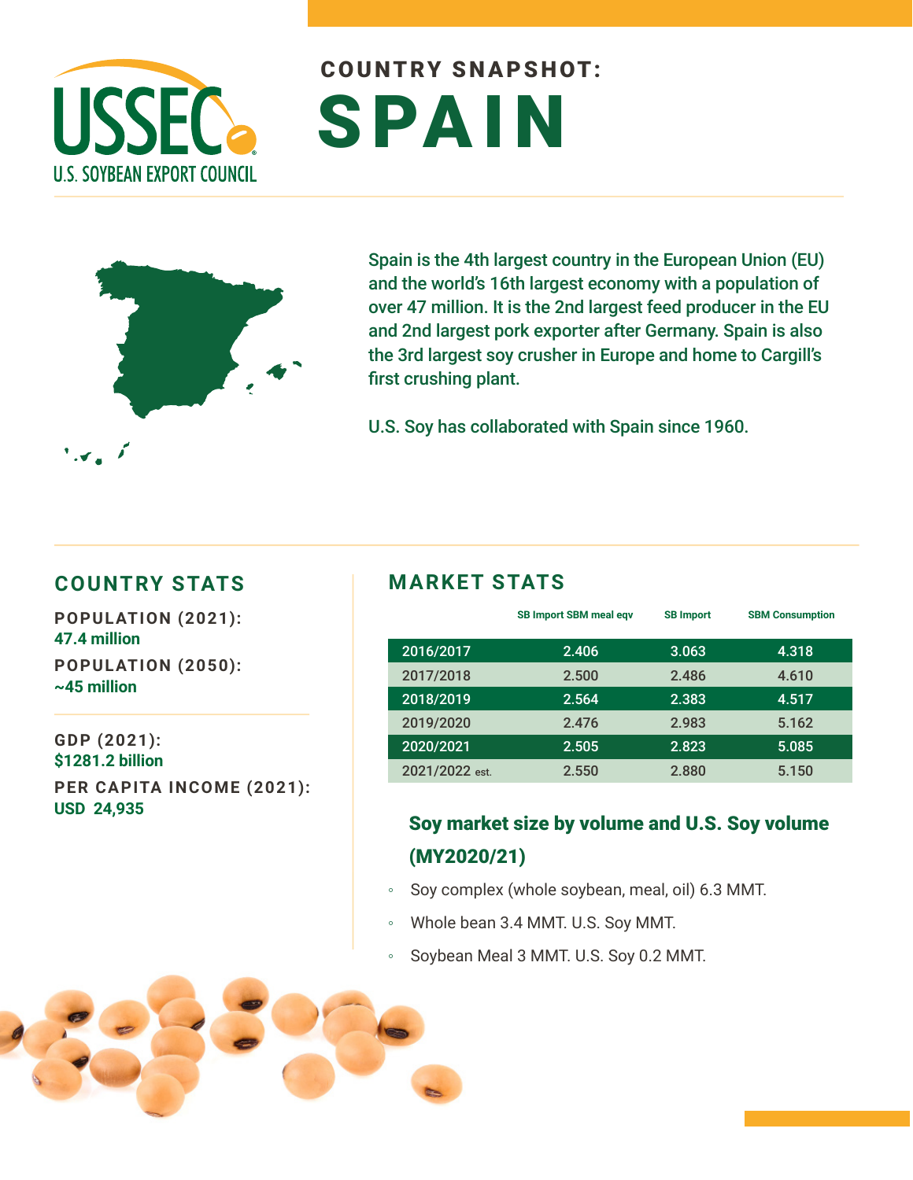USSEC
U.S. SOYBEAN EXPORT COUNCIL

## COUNTRY SNAPSHOT:

# SPAIN

Spain is the 4th largest country in the European Union (EU) and the world's 16th largest economy with a population of over 47 million. It is the 2nd largest feed producer in the EU and 2nd largest pork exporter after Germany. Spain is also the 3rd largest soy crusher in Europe and home to Cargill's first crushing plant.

U.S. Soy has collaborated with Spain since 1960.

## COUNTRY STATS

**POPULATION (2021):**
**47.4 million**

**POPULATION (2050):**
**~45 million**

**GDP (2021):**
**$1281.2 billion**

**PER CAPITA INCOME (2021):**
**USD 24,935**

## MARKET STATS

| | SB Import SBM meal eqv | SB Import | SBM Consumption |
|---|---|---|---|
| 2016/2017 | 2.406 | 3.063 | 4.318 |
| 2017/2018 | 2.500 | 2.486 | 4.610 |
| 2018/2019 | 2.564 | 2.383 | 4.517 |
| 2019/2020 | 2.476 | 2.983 | 5.162 |
| 2020/2021 | 2.505 | 2.823 | 5.085 |
| 2021/2022 est. | 2.550 | 2.880 | 5.150 |

### Soy market size by volume and U.S. Soy volume (MY2020/21)

- Soy complex (whole soybean, meal, oil) 6.3 MMT.
- Whole bean 3.4 MMT. U.S. Soy MMT.
- Soybean Meal 3 MMT. U.S. Soy 0.2 MMT.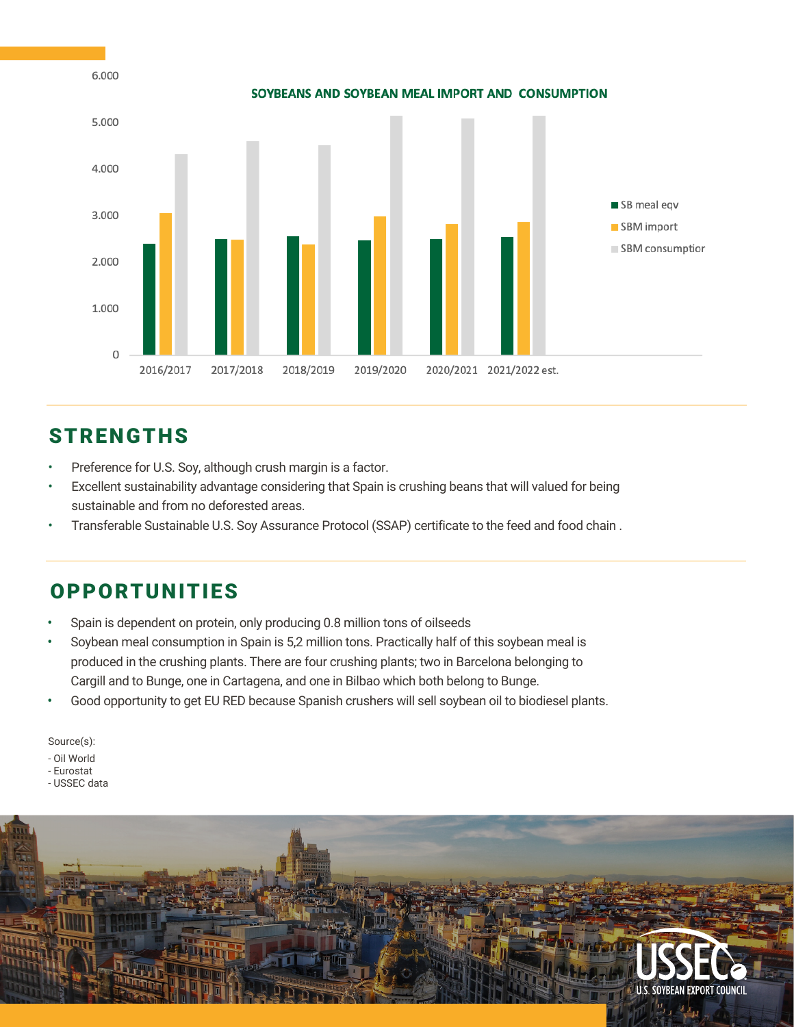SOYBEANS AND SOYBEAN MEAL IMPORT AND CONSUMPTION

6.000
5.000
4.000
3.000
2.000
1.000
0

2016/2017
2017/2018
2018/2019
2019/2020
2020/2021
2021/2022 est.

SB meal eqv
SBM import
SBM consumption

## STRENGTHS

- Preference for U.S. Soy, although crush margin is a factor.
- Excellent sustainability advantage considering that Spain is crushing beans that will valued for being sustainable and from no deforested areas.
- Transferable Sustainable U.S. Soy Assurance Protocol (SSAP) certificate to the feed and food chain .

## OPPORTUNITIES

- Spain is dependent on protein, only producing 0.8 million tons of oilseeds
- Soybean meal consumption in Spain is 5,2 million tons. Practically half of this soybean meal is produced in the crushing plants. There are four crushing plants; two in Barcelona belonging to Cargill and to Bunge, one in Cartagena, and one in Bilbao which both belong to Bunge.
- Good opportunity to get EU RED because Spanish crushers will sell soybean oil to biodiesel plants.

Source(s):

- Oil World
- Eurostat
- USSEC data

USSEC
U.S. SOYBEAN EXPORT COUNCIL